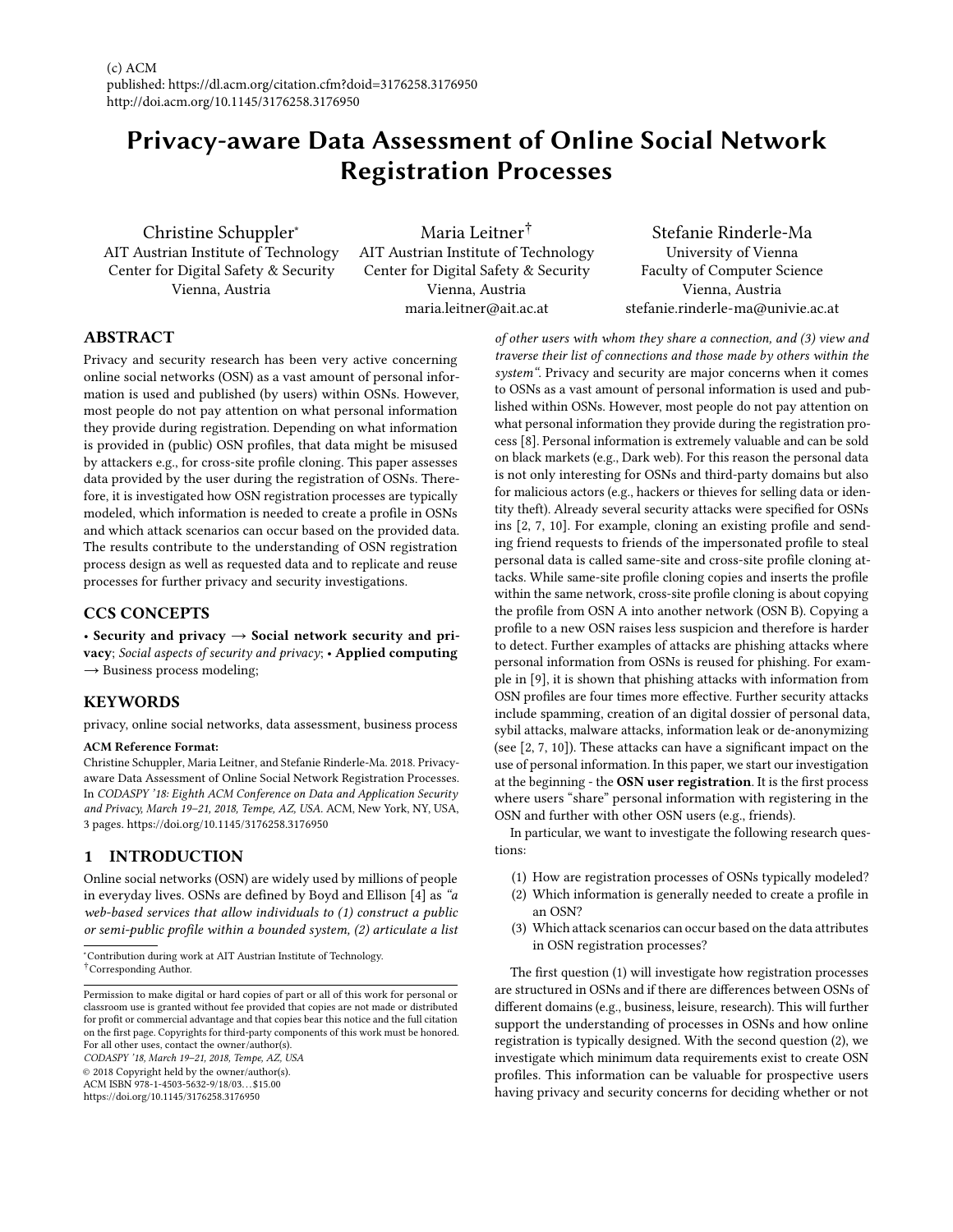(c) ACM
published: https://dl.acm.org/citation.cfm?doid=3176258.3176950
http://doi.acm.org/10.1145/3176258.3176950

# Privacy-aware Data Assessment of Online Social Network Registration Processes

Christine Schuppler*
AIT Austrian Institute of Technology
Center for Digital Safety & Security
Vienna, Austria

Maria Leitner†
AIT Austrian Institute of Technology
Center for Digital Safety & Security
Vienna, Austria
maria.leitner@ait.ac.at

Stefanie Rinderle-Ma
University of Vienna
Faculty of Computer Science
Vienna, Austria
stefanie.rinderle-ma@univie.ac.at

## ABSTRACT

Privacy and security research has been very active concerning online social networks (OSN) as a vast amount of personal information is used and published (by users) within OSNs. However, most people do not pay attention on what personal information they provide during registration. Depending on what information is provided in (public) OSN profiles, that data might be misused by attackers e.g., for cross-site profile cloning. This paper assesses data provided by the user during the registration of OSNs. Therefore, it is investigated how OSN registration processes are typically modeled, which information is needed to create a profile in OSNs and which attack scenarios can occur based on the provided data. The results contribute to the understanding of OSN registration process design as well as requested data and to replicate and reuse processes for further privacy and security investigations.

## CCS CONCEPTS

• **Security and privacy** → **Social network security and privacy**; *Social aspects of security and privacy*; • **Applied computing** → Business process modeling;

## KEYWORDS

privacy, online social networks, data assessment, business process

**ACM Reference Format:**
Christine Schuppler, Maria Leitner, and Stefanie Rinderle-Ma. 2018. Privacy-aware Data Assessment of Online Social Network Registration Processes. In *CODASPY '18: Eighth ACM Conference on Data and Application Security and Privacy, March 19–21, 2018, Tempe, AZ, USA.* ACM, New York, NY, USA, 3 pages. https://doi.org/10.1145/3176258.3176950

## 1 INTRODUCTION

Online social networks (OSN) are widely used by millions of people in everyday lives. OSNs are defined by Boyd and Ellison [4] as *"a web-based services that allow individuals to (1) construct a public or semi-public profile within a bounded system, (2) articulate a list of other users with whom they share a connection, and (3) view and traverse their list of connections and those made by others within the system"*. Privacy and security are major concerns when it comes to OSNs as a vast amount of personal information is used and published within OSNs. However, most people do not pay attention on what personal information they provide during the registration process [8]. Personal information is extremely valuable and can be sold on black markets (e.g., Dark web). For this reason the personal data is not only interesting for OSNs and third-party domains but also for malicious actors (e.g., hackers or thieves for selling data or identity theft). Already several security attacks were specified for OSNs ins [2, 7, 10]. For example, cloning an existing profile and sending friend requests to friends of the impersonated profile to steal personal data is called same-site and cross-site profile cloning attacks. While same-site profile cloning copies and inserts the profile within the same network, cross-site profile cloning is about copying the profile from OSN A into another network (OSN B). Copying a profile to a new OSN raises less suspicion and therefore is harder to detect. Further examples of attacks are phishing attacks where personal information from OSNs is reused for phishing. For example in [9], it is shown that phishing attacks with information from OSN profiles are four times more effective. Further security attacks include spamming, creation of an digital dossier of personal data, sybil attacks, malware attacks, information leak or de-anonymizing (see [2, 7, 10]). These attacks can have a significant impact on the use of personal information. In this paper, we start our investigation at the beginning - the **OSN user registration**. It is the first process where users "share" personal information with registering in the OSN and further with other OSN users (e.g., friends).

In particular, we want to investigate the following research questions:

(1) How are registration processes of OSNs typically modeled?
(2) Which information is generally needed to create a profile in an OSN?
(3) Which attack scenarios can occur based on the data attributes in OSN registration processes?

The first question (1) will investigate how registration processes are structured in OSNs and if there are differences between OSNs of different domains (e.g., business, leisure, research). This will further support the understanding of processes in OSNs and how online registration is typically designed. With the second question (2), we investigate which minimum data requirements exist to create OSN profiles. This information can be valuable for prospective users having privacy and security concerns for deciding whether or not

*Contribution during work at AIT Austrian Institute of Technology.
†Corresponding Author.

Permission to make digital or hard copies of part or all of this work for personal or classroom use is granted without fee provided that copies are not made or distributed for profit or commercial advantage and that copies bear this notice and the full citation on the first page. Copyrights for third-party components of this work must be honored. For all other uses, contact the owner/author(s).
*CODASPY '18, March 19–21, 2018, Tempe, AZ, USA*
© 2018 Copyright held by the owner/author(s).
ACM ISBN 978-1-4503-5632-9/18/03...$15.00
https://doi.org/10.1145/3176258.3176950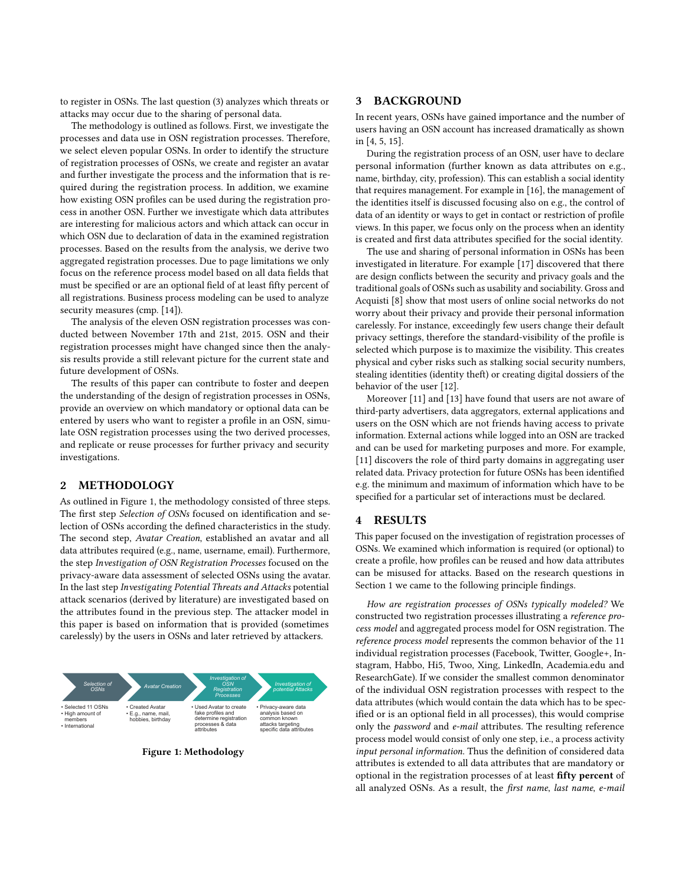to register in OSNs. The last question (3) analyzes which threats or attacks may occur due to the sharing of personal data.

The methodology is outlined as follows. First, we investigate the processes and data use in OSN registration processes. Therefore, we select eleven popular OSNs. In order to identify the structure of registration processes of OSNs, we create and register an avatar and further investigate the process and the information that is required during the registration process. In addition, we examine how existing OSN profiles can be used during the registration process in another OSN. Further we investigate which data attributes are interesting for malicious actors and which attack can occur in which OSN due to declaration of data in the examined registration processes. Based on the results from the analysis, we derive two aggregated registration processes. Due to page limitations we only focus on the reference process model based on all data fields that must be specified or are an optional field of at least fifty percent of all registrations. Business process modeling can be used to analyze security measures (cmp. [14]).

The analysis of the eleven OSN registration processes was conducted between November 17th and 21st, 2015. OSN and their registration processes might have changed since then the analysis results provide a still relevant picture for the current state and future development of OSNs.

The results of this paper can contribute to foster and deepen the understanding of the design of registration processes in OSNs, provide an overview on which mandatory or optional data can be entered by users who want to register a profile in an OSN, simulate OSN registration processes using the two derived processes, and replicate or reuse processes for further privacy and security investigations.

## 2 METHODOLOGY

As outlined in Figure 1, the methodology consisted of three steps. The first step *Selection of OSNs* focused on identification and selection of OSNs according the defined characteristics in the study. The second step, *Avatar Creation*, established an avatar and all data attributes required (e.g., name, username, email). Furthermore, the step *Investigation of OSN Registration Processes* focused on the privacy-aware data assessment of selected OSNs using the avatar. In the last step *Investigating Potential Threats and Attacks* potential attack scenarios (derived by literature) are investigated based on the attributes found in the previous step. The attacker model in this paper is based on information that is provided (sometimes carelessly) by the users in OSNs and later retrieved by attackers.

| Selection of OSNs | Avatar Creation | Investigation of OSN Registration Processes | Investigation of potential Attacks |
|---|---|---|---|
| • Selected 11 OSNs<br>• High amount of members<br>• International | • Created Avatar<br>• E.g., name, mail, hobbies, birthday | • Used Avatar to create fake profiles and determine registration processes & data attributes | • Privacy-aware data analysis based on common known attacks targeting specific data attributes |

**Figure 1: Methodology**

## 3 BACKGROUND

In recent years, OSNs have gained importance and the number of users having an OSN account has increased dramatically as shown in [4, 5, 15].

During the registration process of an OSN, user have to declare personal information (further known as data attributes on e.g., name, birthday, city, profession). This can establish a social identity that requires management. For example in [16], the management of the identities itself is discussed focusing also on e.g., the control of data of an identity or ways to get in contact or restriction of profile views. In this paper, we focus only on the process when an identity is created and first data attributes specified for the social identity.

The use and sharing of personal information in OSNs has been investigated in literature. For example [17] discovered that there are design conflicts between the security and privacy goals and the traditional goals of OSNs such as usability and sociability. Gross and Acquisti [8] show that most users of online social networks do not worry about their privacy and provide their personal information carelessly. For instance, exceedingly few users change their default privacy settings, therefore the standard-visibility of the profile is selected which purpose is to maximize the visibility. This creates physical and cyber risks such as stalking social security numbers, stealing identities (identity theft) or creating digital dossiers of the behavior of the user [12].

Moreover [11] and [13] have found that users are not aware of third-party advertisers, data aggregators, external applications and users on the OSN which are not friends having access to private information. External actions while logged into an OSN are tracked and can be used for marketing purposes and more. For example, [11] discovers the role of third party domains in aggregating user related data. Privacy protection for future OSNs has been identified e.g. the minimum and maximum of information which have to be specified for a particular set of interactions must be declared.

## 4 RESULTS

This paper focused on the investigation of registration processes of OSNs. We examined which information is required (or optional) to create a profile, how profiles can be reused and how data attributes can be misused for attacks. Based on the research questions in Section 1 we came to the following principle findings.

*How are registration processes of OSNs typically modeled?* We constructed two registration processes illustrating a *reference process model* and aggregated process model for OSN registration. The *reference process model* represents the common behavior of the 11 individual registration processes (Facebook, Twitter, Google+, Instagram, Habbo, Hi5, Twoo, Xing, LinkedIn, Academia.edu and ResearchGate). If we consider the smallest common denominator of the individual OSN registration processes with respect to the data attributes (which would contain the data which has to be specified or is an optional field in all processes), this would comprise only the *password* and *e-mail* attributes. The resulting reference process model would consist of only one step, i.e., a process activity *input personal information.* Thus the definition of considered data attributes is extended to all data attributes that are mandatory or optional in the registration processes of at least **fifty percent** of all analyzed OSNs. As a result, the *first name*, *last name*, *e-mail*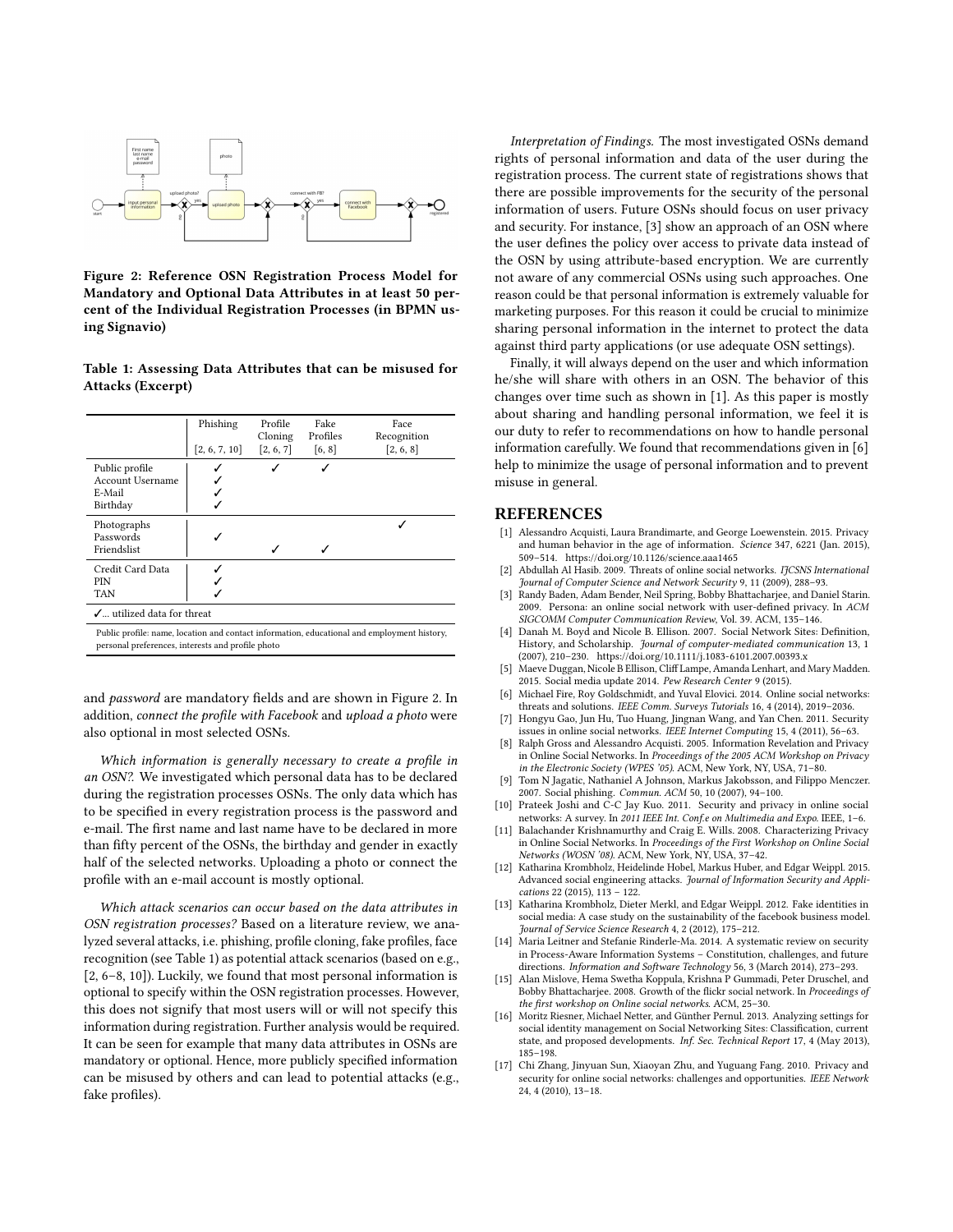Figure 2: Reference OSN Registration Process Model for Mandatory and Optional Data Attributes in at least 50 percent of the Individual Registration Processes (in BPMN using Signavio)

Table 1: Assessing Data Attributes that can be misused for Attacks (Excerpt)

| | Phishing [2, 6, 7, 10] | Profile Cloning [2, 6, 7] | Fake Profiles [6, 8] | Face Recognition [2, 6, 8] |
|---|---|---|---|---|
| Public profile | ✓ | ✓ | ✓ | |
| Account Username | ✓ | | | |
| E-Mail | ✓ | | | |
| Birthday | ✓ | | | |
| Photographs | | | | ✓ |
| Passwords | ✓ | | | |
| Friendslist | | ✓ | ✓ | |
| Credit Card Data | ✓ | | | |
| PIN | ✓ | | | |
| TAN | ✓ | | | |

✓... utilized data for threat

Public profile: name, location and contact information, educational and employment history, personal preferences, interests and profile photo

and *password* are mandatory fields and are shown in Figure 2. In addition, *connect the profile with Facebook* and *upload a photo* were also optional in most selected OSNs.

*Which information is generally necessary to create a profile in an OSN?.* We investigated which personal data has to be declared during the registration processes OSNs. The only data which has to be specified in every registration process is the password and e-mail. The first name and last name have to be declared in more than fifty percent of the OSNs, the birthday and gender in exactly half of the selected networks. Uploading a photo or connect the profile with an e-mail account is mostly optional.

*Which attack scenarios can occur based on the data attributes in OSN registration processes?* Based on a literature review, we analyzed several attacks, i.e. phishing, profile cloning, fake profiles, face recognition (see Table 1) as potential attack scenarios (based on e.g., [2, 6–8, 10]). Luckily, we found that most personal information is optional to specify within the OSN registration processes. However, this does not signify that most users will or will not specify this information during registration. Further analysis would be required. It can be seen for example that many data attributes in OSNs are mandatory or optional. Hence, more publicly specified information can be misused by others and can lead to potential attacks (e.g., fake profiles).

*Interpretation of Findings.* The most investigated OSNs demand rights of personal information and data of the user during the registration process. The current state of registrations shows that there are possible improvements for the security of the personal information of users. Future OSNs should focus on user privacy and security. For instance, [3] show an approach of an OSN where the user defines the policy over access to private data instead of the OSN by using attribute-based encryption. We are currently not aware of any commercial OSNs using such approaches. One reason could be that personal information is extremely valuable for marketing purposes. For this reason it could be crucial to minimize sharing personal information in the internet to protect the data against third party applications (or use adequate OSN settings).

Finally, it will always depend on the user and which information he/she will share with others in an OSN. The behavior of this changes over time such as shown in [1]. As this paper is mostly about sharing and handling personal information, we feel it is our duty to refer to recommendations on how to handle personal information carefully. We found that recommendations given in [6] help to minimize the usage of personal information and to prevent misuse in general.

## REFERENCES

[1] Alessandro Acquisti, Laura Brandimarte, and George Loewenstein. 2015. Privacy and human behavior in the age of information. *Science* 347, 6221 (Jan. 2015), 509–514. https://doi.org/10.1126/science.aaa1465

[2] Abdullah Al Hasib. 2009. Threats of online social networks. *IJCSNS International Journal of Computer Science and Network Security* 9, 11 (2009), 288–93.

[3] Randy Baden, Adam Bender, Neil Spring, Bobby Bhattacharjee, and Daniel Starin. 2009. Persona: an online social network with user-defined privacy. In *ACM SIGCOMM Computer Communication Review*, Vol. 39. ACM, 135–146.

[4] Danah M. Boyd and Nicole B. Ellison. 2007. Social Network Sites: Definition, History, and Scholarship. *Journal of computer-mediated communication* 13, 1 (2007), 210–230. https://doi.org/10.1111/j.1083-6101.2007.00393.x

[5] Maeve Duggan, Nicole B Ellison, Cliff Lampe, Amanda Lenhart, and Mary Madden. 2015. Social media update 2014. *Pew Research Center* 9 (2015).

[6] Michael Fire, Roy Goldschmidt, and Yuval Elovici. 2014. Online social networks: threats and solutions. *IEEE Comm. Surveys Tutorials* 16, 4 (2014), 2019–2036.

[7] Hongyu Gao, Jun Hu, Tuo Huang, Jingnan Wang, and Yan Chen. 2011. Security issues in online social networks. *IEEE Internet Computing* 15, 4 (2011), 56–63.

[8] Ralph Gross and Alessandro Acquisti. 2005. Information Revelation and Privacy in Online Social Networks. In *Proceedings of the 2005 ACM Workshop on Privacy in the Electronic Society (WPES '05)*. ACM, New York, NY, USA, 71–80.

[9] Tom N Jagatic, Nathaniel A Johnson, Markus Jakobsson, and Filippo Menczer. 2007. Social phishing. *Commun. ACM* 50, 10 (2007), 94–100.

[10] Prateek Joshi and C-C Jay Kuo. 2011. Security and privacy in online social networks: A survey. In *2011 IEEE Int. Conf.e on Multimedia and Expo*. IEEE, 1–6.

[11] Balachander Krishnamurthy and Craig E. Wills. 2008. Characterizing Privacy in Online Social Networks. In *Proceedings of the First Workshop on Online Social Networks (WOSN '08)*. ACM, New York, NY, USA, 37–42.

[12] Katharina Krombholz, Heidelinde Hobel, Markus Huber, and Edgar Weippl. 2015. Advanced social engineering attacks. *Journal of Information Security and Applications* 22 (2015), 113 – 122.

[13] Katharina Krombholz, Dieter Merkl, and Edgar Weippl. 2012. Fake identities in social media: A case study on the sustainability of the facebook business model. *Journal of Service Science Research* 4, 2 (2012), 175–212.

[14] Maria Leitner and Stefanie Rinderle-Ma. 2014. A systematic review on security in Process-Aware Information Systems – Constitution, challenges, and future directions. *Information and Software Technology* 56, 3 (March 2014), 273–293.

[15] Alan Mislove, Hema Swetha Koppula, Krishna P Gummadi, Peter Druschel, and Bobby Bhattacharjee. 2008. Growth of the flickr social network. In *Proceedings of the first workshop on Online social networks*. ACM, 25–30.

[16] Moritz Riesner, Michael Netter, and Günther Pernul. 2013. Analyzing settings for social identity management on Social Networking Sites: Classification, current state, and proposed developments. *Inf. Sec. Technical Report* 17, 4 (May 2013), 185–198.

[17] Chi Zhang, Jinyuan Sun, Xiaoyan Zhu, and Yuguang Fang. 2010. Privacy and security for online social networks: challenges and opportunities. *IEEE Network* 24, 4 (2010), 13–18.